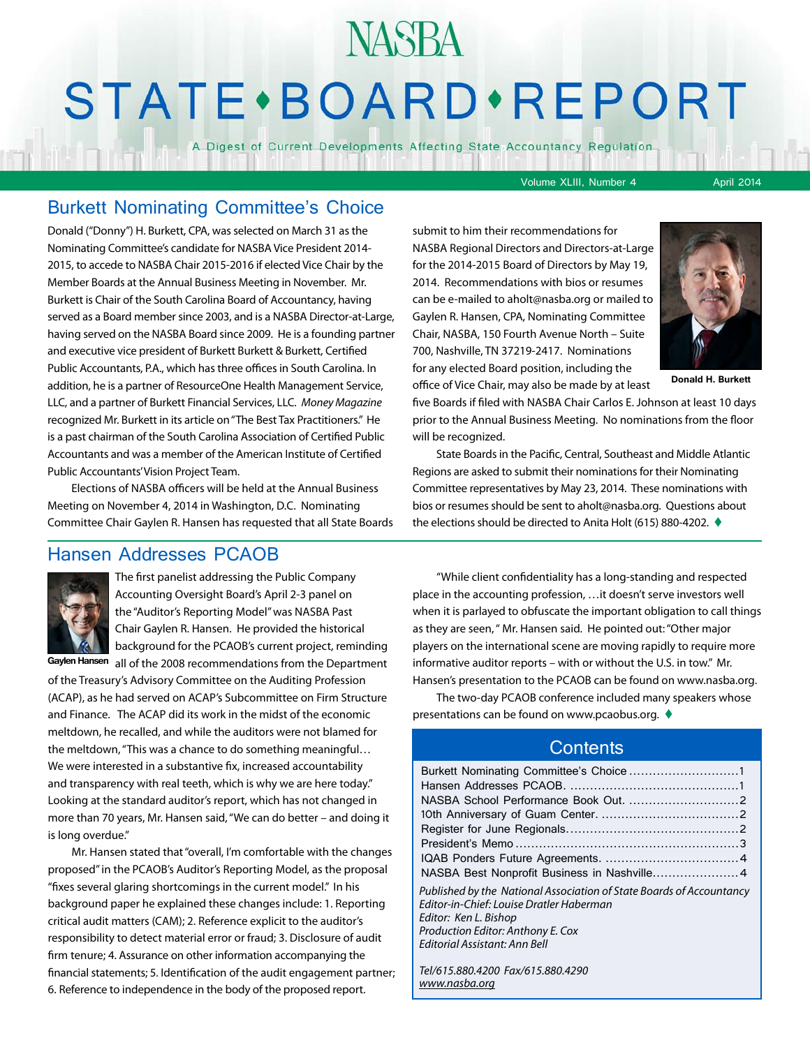# NASBA STATE • BOARD • REPORT

A Digest of Current Developments Affecting State Accountancy Regulation

Volume XLIII, Number 4 April 2014

## Burkett Nominating Committee's Choice

Donald ("Donny") H. Burkett, CPA, was selected on March 31 as the Nominating Committee's candidate for NASBA Vice President 2014-2015, to accede to NASBA Chair 2015-2016 if elected Vice Chair by the Member Boards at the Annual Business Meeting in November. Mr. Burkett is Chair of the South Carolina Board of Accountancy, having served as a Board member since 2003, and is a NASBA Director-at-Large, having served on the NASBA Board since 2009. He is a founding partner and executive vice president of Burkett Burkett & Burkett, Certified Public Accountants, P.A., which has three offices in South Carolina. In addition, he is a partner of ResourceOne Health Management Service, LLC, and a partner of Burkett Financial Services, LLC. *Money Magazine* recognized Mr. Burkett in its article on "The Best Tax Practitioners." He is a past chairman of the South Carolina Association of Certified Public Accountants and was a member of the American Institute of Certified Public Accountants' Vision Project Team.

Elections of NASBA officers will be held at the Annual Business Meeting on November 4, 2014 in Washington, D.C. Nominating Committee Chair Gaylen R. Hansen has requested that all State Boards submit to him their recommendations for NASBA Regional Directors and Directors-at-Large for the 2014-2015 Board of Directors by May 19, 2014. Recommendations with bios or resumes can be e-mailed to aholt@nasba.org or mailed to Gaylen R. Hansen, CPA, Nominating Committee Chair, NASBA, 150 Fourth Avenue North – Suite 700, Nashville, TN 37219-2417. Nominations for any elected Board position, including the office of Vice Chair, may also be made by at least five Boards if filed with NASBA Chair Carlos E. Johnson at least 10 days prior to the Annual Business Meeting. No nominations from the floor will be recognized.

Donald H. Burkett

State Boards in the Pacific, Central, Southeast and Middle Atlantic Regions are asked to submit their nominations for their Nominating Committee representatives by May 23, 2014. These nominations with bios or resumes should be sent to aholt@nasba.org. Questions about the elections should be directed to Anita Holt (615) 880-4202. ♦

## Hansen Addresses PCAOB

Gaylen Hansen

The first panelist addressing the Public Company Accounting Oversight Board's April 2-3 panel on the "Auditor's Reporting Model" was NASBA Past Chair Gaylen R. Hansen. He provided the historical background for the PCAOB's current project, reminding all of the 2008 recommendations from the Department of the Treasury's Advisory Committee on the Auditing Profession (ACAP), as he had served on ACAP's Subcommittee on Firm Structure and Finance. The ACAP did its work in the midst of the economic meltdown, he recalled, and while the auditors were not blamed for the meltdown, "This was a chance to do something meaningful… We were interested in a substantive fix, increased accountability and transparency with real teeth, which is why we are here today." Looking at the standard auditor's report, which has not changed in more than 70 years, Mr. Hansen said, "We can do better – and doing it is long overdue."

Mr. Hansen stated that "overall, I'm comfortable with the changes proposed" in the PCAOB's Auditor's Reporting Model, as the proposal "fixes several glaring shortcomings in the current model." In his background paper he explained these changes include: 1. Reporting critical audit matters (CAM); 2. Reference explicit to the auditor's responsibility to detect material error or fraud; 3. Disclosure of audit firm tenure; 4. Assurance on other information accompanying the financial statements; 5. Identification of the audit engagement partner; 6. Reference to independence in the body of the proposed report.

"While client confidentiality has a long-standing and respected place in the accounting profession, …it doesn't serve investors well when it is parlayed to obfuscate the important obligation to call things as they are seen," Mr. Hansen said. He pointed out: "Other major players on the international scene are moving rapidly to require more informative auditor reports – with or without the U.S. in tow." Mr. Hansen's presentation to the PCAOB can be found on www.nasba.org.

The two-day PCAOB conference included many speakers whose presentations can be found on www.pcaobus.org. ♦

## Contents

| | |
|---|---|
| Burkett Nominating Committee's Choice | 1 |
| Hansen Addresses PCAOB | 1 |
| NASBA School Performance Book Out | 2 |
| 10th Anniversary of Guam Center | 2 |
| Register for June Regionals | 2 |
| President's Memo | 3 |
| IQAB Ponders Future Agreements | 4 |
| NASBA Best Nonprofit Business in Nashville | 4 |

*Published by the National Association of State Boards of Accountancy*
*Editor-in-Chief: Louise Dratler Haberman*
*Editor: Ken L. Bishop*
*Production Editor: Anthony E. Cox*
*Editorial Assistant: Ann Bell*

*Tel/615.880.4200 Fax/615.880.4290*
*www.nasba.org*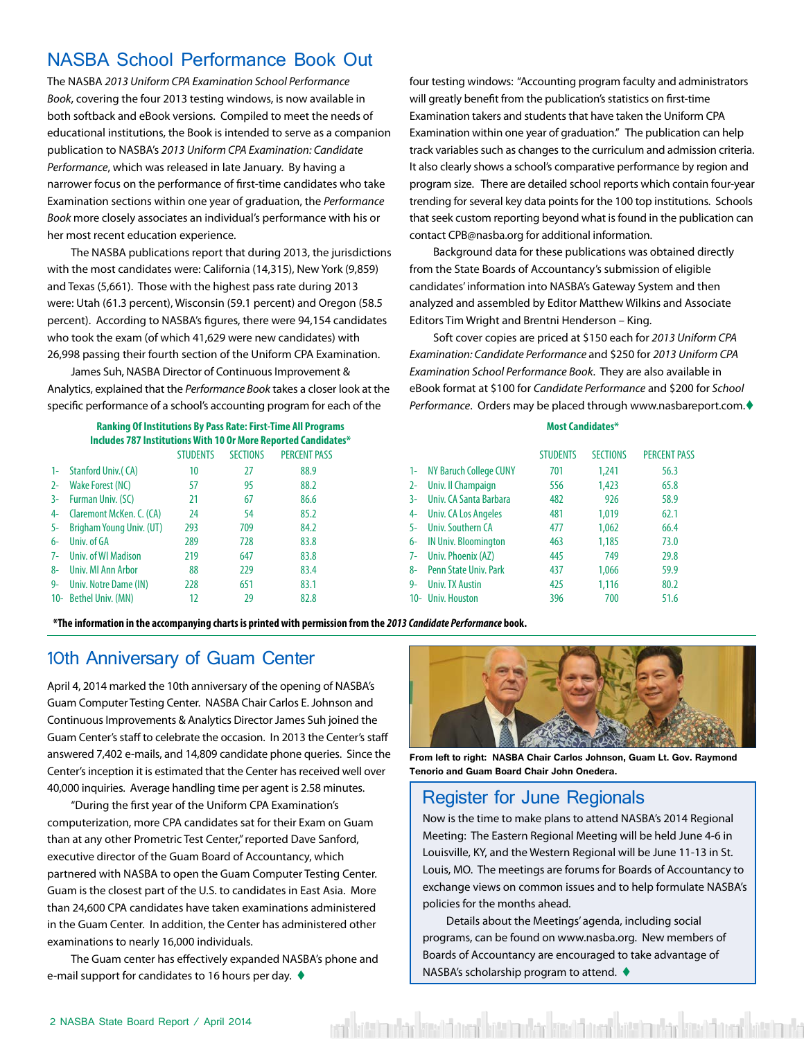## NASBA School Performance Book Out

The NASBA *2013 Uniform CPA Examination School Performance Book*, covering the four 2013 testing windows, is now available in both softback and eBook versions. Compiled to meet the needs of educational institutions, the Book is intended to serve as a companion publication to NASBA's *2013 Uniform CPA Examination: Candidate Performance*, which was released in late January. By having a narrower focus on the performance of first-time candidates who take Examination sections within one year of graduation, the *Performance Book* more closely associates an individual's performance with his or her most recent education experience.

The NASBA publications report that during 2013, the jurisdictions with the most candidates were: California (14,315), New York (9,859) and Texas (5,661). Those with the highest pass rate during 2013 were: Utah (61.3 percent), Wisconsin (59.1 percent) and Oregon (58.5 percent). According to NASBA's figures, there were 94,154 candidates who took the exam (of which 41,629 were new candidates) with 26,998 passing their fourth section of the Uniform CPA Examination.

James Suh, NASBA Director of Continuous Improvement & Analytics, explained that the *Performance Book* takes a closer look at the specific performance of a school's accounting program for each of the four testing windows: "Accounting program faculty and administrators will greatly benefit from the publication's statistics on first-time Examination takers and students that have taken the Uniform CPA Examination within one year of graduation." The publication can help track variables such as changes to the curriculum and admission criteria. It also clearly shows a school's comparative performance by region and program size. There are detailed school reports which contain four-year trending for several key data points for the 100 top institutions. Schools that seek custom reporting beyond what is found in the publication can contact CPB@nasba.org for additional information.

Background data for these publications was obtained directly from the State Boards of Accountancy's submission of eligible candidates' information into NASBA's Gateway System and then analyzed and assembled by Editor Matthew Wilkins and Associate Editors Tim Wright and Brentni Henderson – King.

Soft cover copies are priced at $150 each for *2013 Uniform CPA Examination: Candidate Performance* and $250 for *2013 Uniform CPA Examination School Performance Book*. They are also available in eBook format at $100 for *Candidate Performance* and $200 for *School Performance*. Orders may be placed through www.nasbareport.com.♦

**Ranking Of Institutions By Pass Rate: First-Time All Programs**
**Includes 787 Institutions With 10 Or More Reported Candidates***

| | | STUDENTS | SECTIONS | PERCENT PASS |
|---|---|---|---|---|
| 1- | Stanford Univ.( CA) | 10 | 27 | 88.9 |
| 2- | Wake Forest (NC) | 57 | 95 | 88.2 |
| 3- | Furman Univ. (SC) | 21 | 67 | 86.6 |
| 4- | Claremont McKen. C. (CA) | 24 | 54 | 85.2 |
| 5- | Brigham Young Univ. (UT) | 293 | 709 | 84.2 |
| 6- | Univ. of GA | 289 | 728 | 83.8 |
| 7- | Univ. of WI Madison | 219 | 647 | 83.8 |
| 8- | Univ. MI Ann Arbor | 88 | 229 | 83.4 |
| 9- | Univ. Notre Dame (IN) | 228 | 651 | 83.1 |
| 10- | Bethel Univ. (MN) | 12 | 29 | 82.8 |

**Most Candidates***

| | | STUDENTS | SECTIONS | PERCENT PASS |
|---|---|---|---|---|
| 1- | NY Baruch College CUNY | 701 | 1,241 | 56.3 |
| 2- | Univ. Il Champaign | 556 | 1,423 | 65.8 |
| 3- | Univ. CA Santa Barbara | 482 | 926 | 58.9 |
| 4- | Univ. CA Los Angeles | 481 | 1,019 | 62.1 |
| 5- | Univ. Southern CA | 477 | 1,062 | 66.4 |
| 6- | IN Univ. Bloomington | 463 | 1,185 | 73.0 |
| 7- | Univ. Phoenix (AZ) | 445 | 749 | 29.8 |
| 8- | Penn State Univ. Park | 437 | 1,066 | 59.9 |
| 9- | Univ. TX Austin | 425 | 1,116 | 80.2 |
| 10- | Univ. Houston | 396 | 700 | 51.6 |

***The information in the accompanying charts is printed with permission from the *2013 Candidate Performance* book.**

## 10th Anniversary of Guam Center

April 4, 2014 marked the 10th anniversary of the opening of NASBA's Guam Computer Testing Center. NASBA Chair Carlos E. Johnson and Continuous Improvements & Analytics Director James Suh joined the Guam Center's staff to celebrate the occasion. In 2013 the Center's staff answered 7,402 e-mails, and 14,809 candidate phone queries. Since the Center's inception it is estimated that the Center has received well over 40,000 inquiries. Average handling time per agent is 2.58 minutes.

"During the first year of the Uniform CPA Examination's computerization, more CPA candidates sat for their Exam on Guam than at any other Prometric Test Center," reported Dave Sanford, executive director of the Guam Board of Accountancy, which partnered with NASBA to open the Guam Computer Testing Center. Guam is the closest part of the U.S. to candidates in East Asia. More than 24,600 CPA candidates have taken examinations administered in the Guam Center. In addition, the Center has administered other examinations to nearly 16,000 individuals.

The Guam center has effectively expanded NASBA's phone and e-mail support for candidates to 16 hours per day. ♦

**From left to right: NASBA Chair Carlos Johnson, Guam Lt. Gov. Raymond Tenorio and Guam Board Chair John Onedera.**

## Register for June Regionals

Now is the time to make plans to attend NASBA's 2014 Regional Meeting: The Eastern Regional Meeting will be held June 4-6 in Louisville, KY, and the Western Regional will be June 11-13 in St. Louis, MO. The meetings are forums for Boards of Accountancy to exchange views on common issues and to help formulate NASBA's policies for the months ahead.

Details about the Meetings' agenda, including social programs, can be found on www.nasba.org. New members of Boards of Accountancy are encouraged to take advantage of NASBA's scholarship program to attend. ♦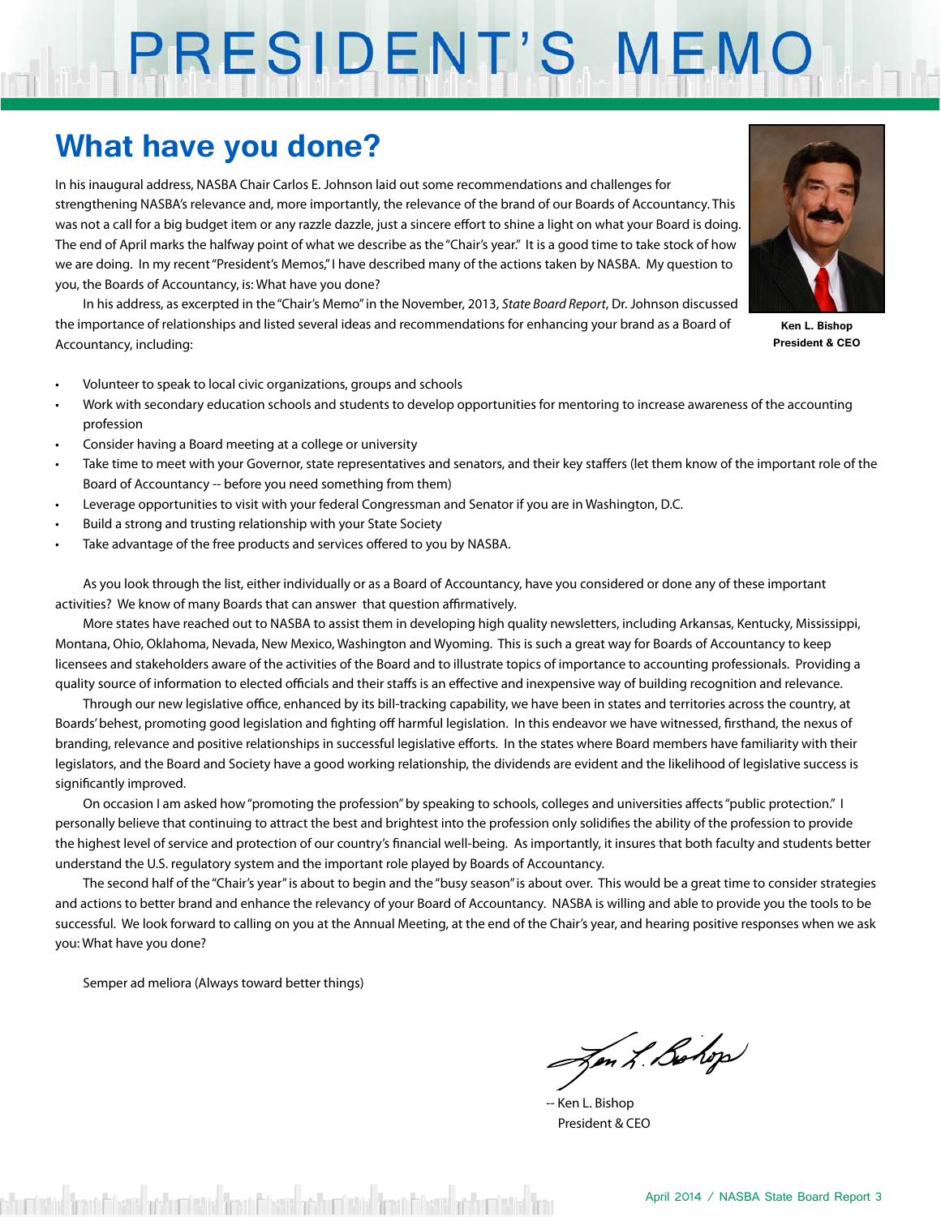# PRESIDENT'S MEMO

## What have you done?

In his inaugural address, NASBA Chair Carlos E. Johnson laid out some recommendations and challenges for strengthening NASBA's relevance and, more importantly, the relevance of the brand of our Boards of Accountancy. This was not a call for a big budget item or any razzle dazzle, just a sincere effort to shine a light on what your Board is doing. The end of April marks the halfway point of what we describe as the "Chair's year." It is a good time to take stock of how we are doing. In my recent "President's Memos," I have described many of the actions taken by NASBA. My question to you, the Boards of Accountancy, is: What have you done?

In his address, as excerpted in the "Chair's Memo" in the November, 2013, *State Board Report*, Dr. Johnson discussed the importance of relationships and listed several ideas and recommendations for enhancing your brand as a Board of Accountancy, including:

**Ken L. Bishop**
**President & CEO**

- Volunteer to speak to local civic organizations, groups and schools
- Work with secondary education schools and students to develop opportunities for mentoring to increase awareness of the accounting profession
- Consider having a Board meeting at a college or university
- Take time to meet with your Governor, state representatives and senators, and their key staffers (let them know of the important role of the Board of Accountancy -- before you need something from them)
- Leverage opportunities to visit with your federal Congressman and Senator if you are in Washington, D.C.
- Build a strong and trusting relationship with your State Society
- Take advantage of the free products and services offered to you by NASBA.

As you look through the list, either individually or as a Board of Accountancy, have you considered or done any of these important activities? We know of many Boards that can answer that question affirmatively.

More states have reached out to NASBA to assist them in developing high quality newsletters, including Arkansas, Kentucky, Mississippi, Montana, Ohio, Oklahoma, Nevada, New Mexico, Washington and Wyoming. This is such a great way for Boards of Accountancy to keep licensees and stakeholders aware of the activities of the Board and to illustrate topics of importance to accounting professionals. Providing a quality source of information to elected officials and their staffs is an effective and inexpensive way of building recognition and relevance.

Through our new legislative office, enhanced by its bill-tracking capability, we have been in states and territories across the country, at Boards' behest, promoting good legislation and fighting off harmful legislation. In this endeavor we have witnessed, firsthand, the nexus of branding, relevance and positive relationships in successful legislative efforts. In the states where Board members have familiarity with their legislators, and the Board and Society have a good working relationship, the dividends are evident and the likelihood of legislative success is significantly improved.

On occasion I am asked how "promoting the profession" by speaking to schools, colleges and universities affects "public protection." I personally believe that continuing to attract the best and brightest into the profession only solidifies the ability of the profession to provide the highest level of service and protection of our country's financial well-being. As importantly, it insures that both faculty and students better understand the U.S. regulatory system and the important role played by Boards of Accountancy.

The second half of the "Chair's year" is about to begin and the "busy season" is about over. This would be a great time to consider strategies and actions to better brand and enhance the relevancy of your Board of Accountancy. NASBA is willing and able to provide you the tools to be successful. We look forward to calling on you at the Annual Meeting, at the end of the Chair's year, and hearing positive responses when we ask you: What have you done?

Semper ad meliora (Always toward better things)

-- Ken L. Bishop
President & CEO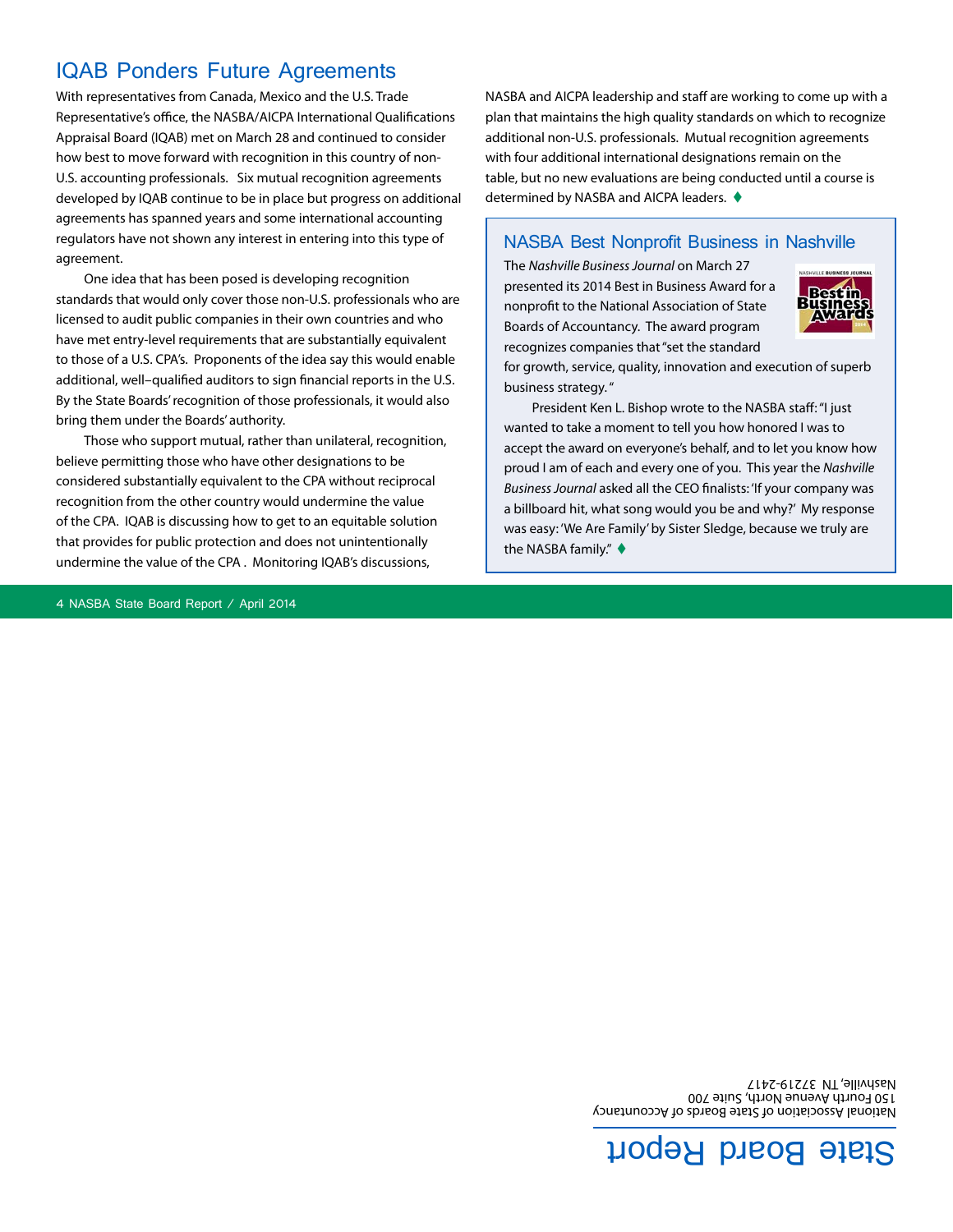## IQAB Ponders Future Agreements

With representatives from Canada, Mexico and the U.S. Trade Representative's office, the NASBA/AICPA International Qualifications Appraisal Board (IQAB) met on March 28 and continued to consider how best to move forward with recognition in this country of non-U.S. accounting professionals. Six mutual recognition agreements developed by IQAB continue to be in place but progress on additional agreements has spanned years and some international accounting regulators have not shown any interest in entering into this type of agreement.

One idea that has been posed is developing recognition standards that would only cover those non-U.S. professionals who are licensed to audit public companies in their own countries and who have met entry-level requirements that are substantially equivalent to those of a U.S. CPA's. Proponents of the idea say this would enable additional, well–qualified auditors to sign financial reports in the U.S. By the State Boards' recognition of those professionals, it would also bring them under the Boards' authority.

Those who support mutual, rather than unilateral, recognition, believe permitting those who have other designations to be considered substantially equivalent to the CPA without reciprocal recognition from the other country would undermine the value of the CPA. IQAB is discussing how to get to an equitable solution that provides for public protection and does not unintentionally undermine the value of the CPA . Monitoring IQAB's discussions, NASBA and AICPA leadership and staff are working to come up with a plan that maintains the high quality standards on which to recognize additional non-U.S. professionals. Mutual recognition agreements with four additional international designations remain on the table, but no new evaluations are being conducted until a course is determined by NASBA and AICPA leaders. ♦

## NASBA Best Nonprofit Business in Nashville

The *Nashville Business Journal* on March 27 presented its 2014 Best in Business Award for a nonprofit to the National Association of State Boards of Accountancy. The award program recognizes companies that "set the standard for growth, service, quality, innovation and execution of superb business strategy."

President Ken L. Bishop wrote to the NASBA staff: "I just wanted to take a moment to tell you how honored I was to accept the award on everyone's behalf, and to let you know how proud I am of each and every one of you. This year the *Nashville Business Journal* asked all the CEO finalists: 'If your company was a billboard hit, what song would you be and why?' My response was easy: 'We Are Family' by Sister Sledge, because we truly are the NASBA family." ♦

State Board Report

National Association of State Boards of Accountancy
150 Fourth Avenue North, Suite 700
Nashville, TN 37219-2417